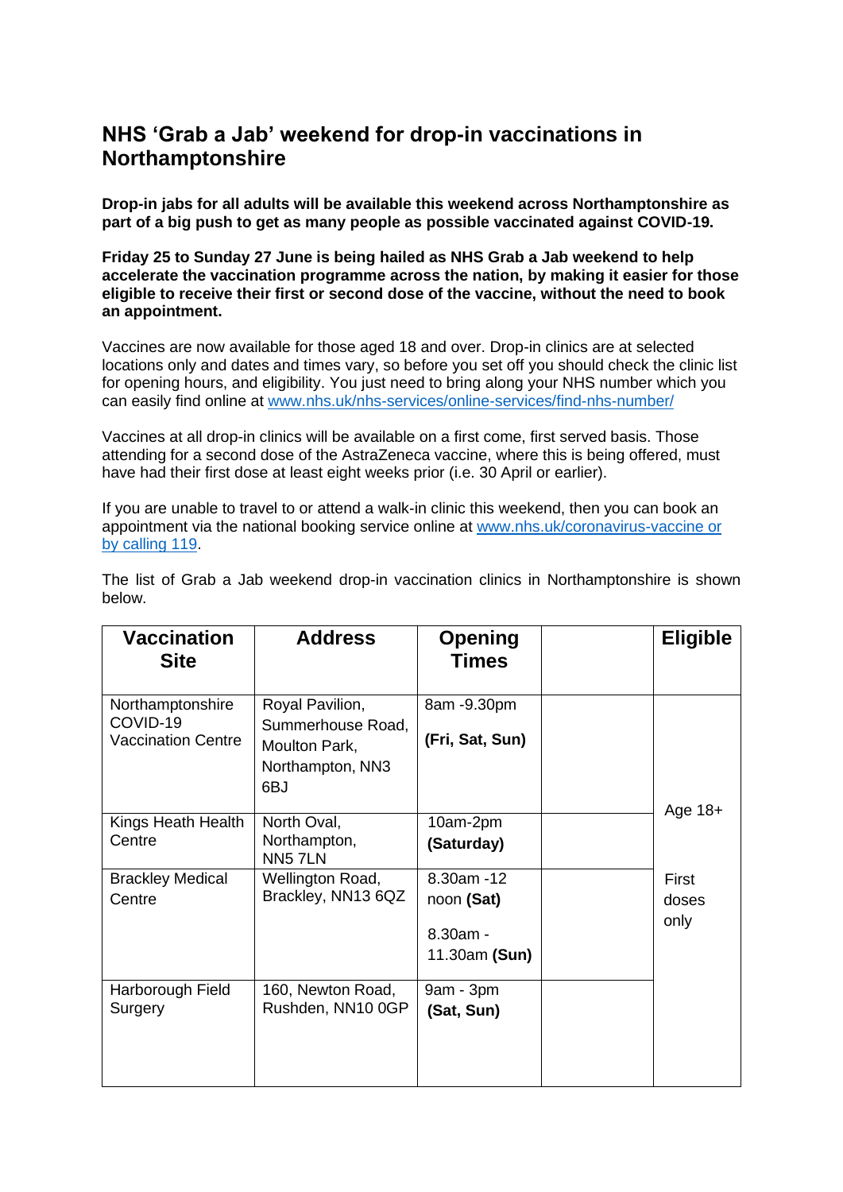# NHS 'Grab a Jab' weekend for drop-in vaccinations in Northamptonshire

**Drop-in jabs for all adults will be available this weekend across Northamptonshire as part of a big push to get as many people as possible vaccinated against COVID-19.**

**Friday 25 to Sunday 27 June is being hailed as NHS Grab a Jab weekend to help accelerate the vaccination programme across the nation, by making it easier for those eligible to receive their first or second dose of the vaccine, without the need to book an appointment.**

Vaccines are now available for those aged 18 and over. Drop-in clinics are at selected locations only and dates and times vary, so before you set off you should check the clinic list for opening hours, and eligibility. You just need to bring along your NHS number which you can easily find online at www.nhs.uk/nhs-services/online-services/find-nhs-number/

Vaccines at all drop-in clinics will be available on a first come, first served basis. Those attending for a second dose of the AstraZeneca vaccine, where this is being offered, must have had their first dose at least eight weeks prior (i.e. 30 April or earlier).

If you are unable to travel to or attend a walk-in clinic this weekend, then you can book an appointment via the national booking service online at www.nhs.uk/coronavirus-vaccine or by calling 119.

The list of Grab a Jab weekend drop-in vaccination clinics in Northamptonshire is shown below.

| Vaccination Site | Address | Opening Times | | Eligible |
|---|---|---|---|---|
| Northamptonshire COVID-19 Vaccination Centre | Royal Pavilion, Summerhouse Road, Moulton Park, Northampton, NN3 6BJ | 8am -9.30pm **(Fri, Sat, Sun)** | | Age 18+ First doses only |
| Kings Heath Health Centre | North Oval, Northampton, NN5 7LN | 10am-2pm **(Saturday)** | | |
| Brackley Medical Centre | Wellington Road, Brackley, NN13 6QZ | 8.30am -12 noon **(Sat)** 8.30am - 11.30am **(Sun)** | | |
| Harborough Field Surgery | 160, Newton Road, Rushden, NN10 0GP | 9am - 3pm **(Sat, Sun)** | | |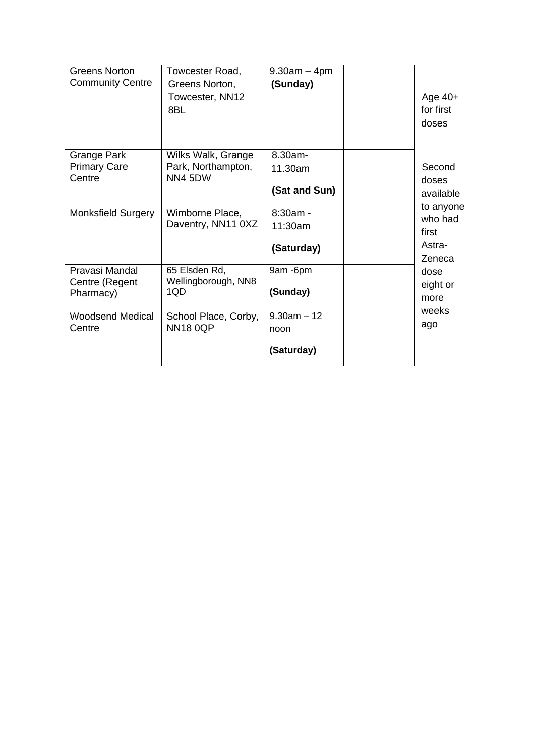| | | | | |
|---|---|---|---|---|
| Greens Norton Community Centre | Towcester Road, Greens Norton, Towcester, NN12 8BL | 9.30am – 4pm **(Sunday)** | | Age 40+ for first doses<br><br>Second doses available to anyone who had first Astra-Zeneca dose eight or more weeks ago |
| Grange Park Primary Care Centre | Wilks Walk, Grange Park, Northampton, NN4 5DW | 8.30am-11.30am **(Sat and Sun)** | | |
| Monksfield Surgery | Wimborne Place, Daventry, NN11 0XZ | 8:30am - 11:30am **(Saturday)** | | |
| Pravasi Mandal Centre (Regent Pharmacy) | 65 Elsden Rd, Wellingborough, NN8 1QD | 9am -6pm **(Sunday)** | | |
| Woodsend Medical Centre | School Place, Corby, NN18 0QP | 9.30am – 12 noon **(Saturday)** | | |